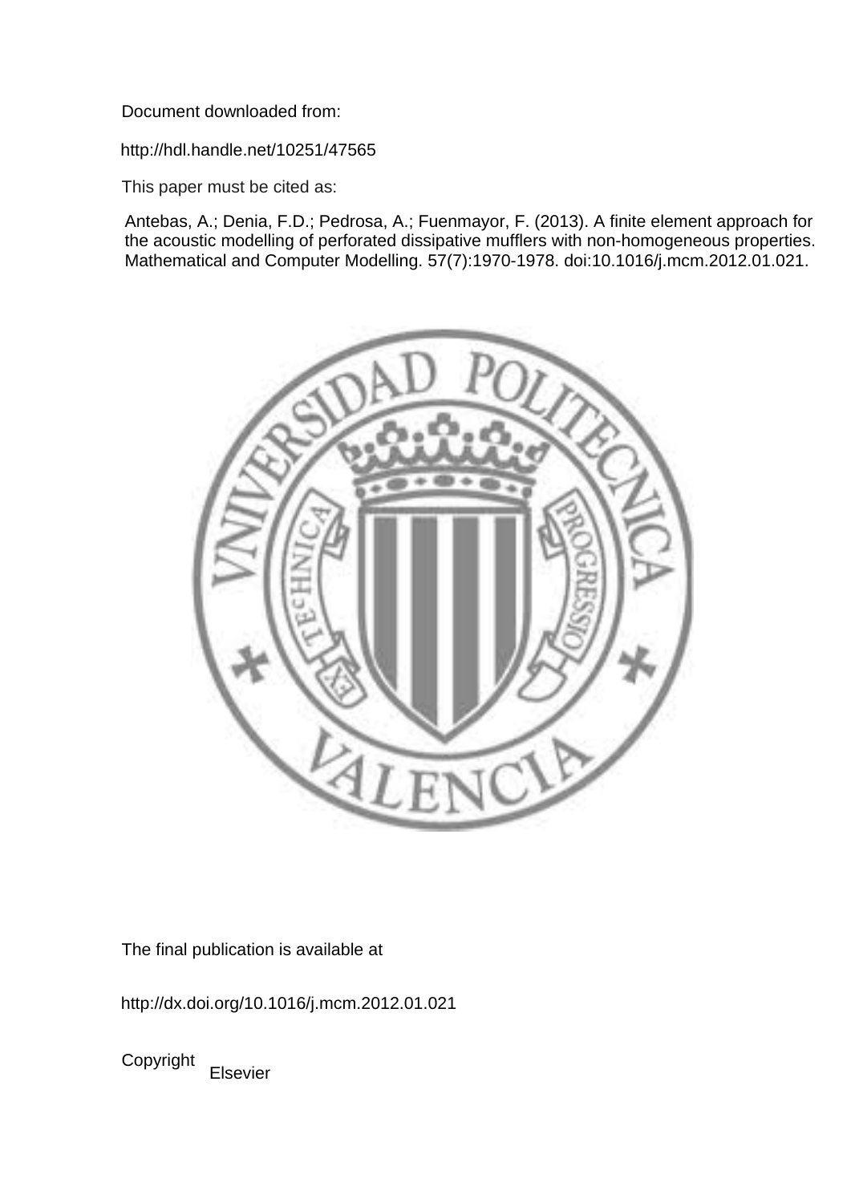Document downloaded from:

http://hdl.handle.net/10251/47565

This paper must be cited as:

Antebas, A.; Denia, F.D.; Pedrosa, A.; Fuenmayor, F. (2013). A finite element approach for the acoustic modelling of perforated dissipative mufflers with non-homogeneous properties. Mathematical and Computer Modelling. 57(7):1970-1978. doi:10.1016/j.mcm.2012.01.021.

The final publication is available at

http://dx.doi.org/10.1016/j.mcm.2012.01.021

Copyright Elsevier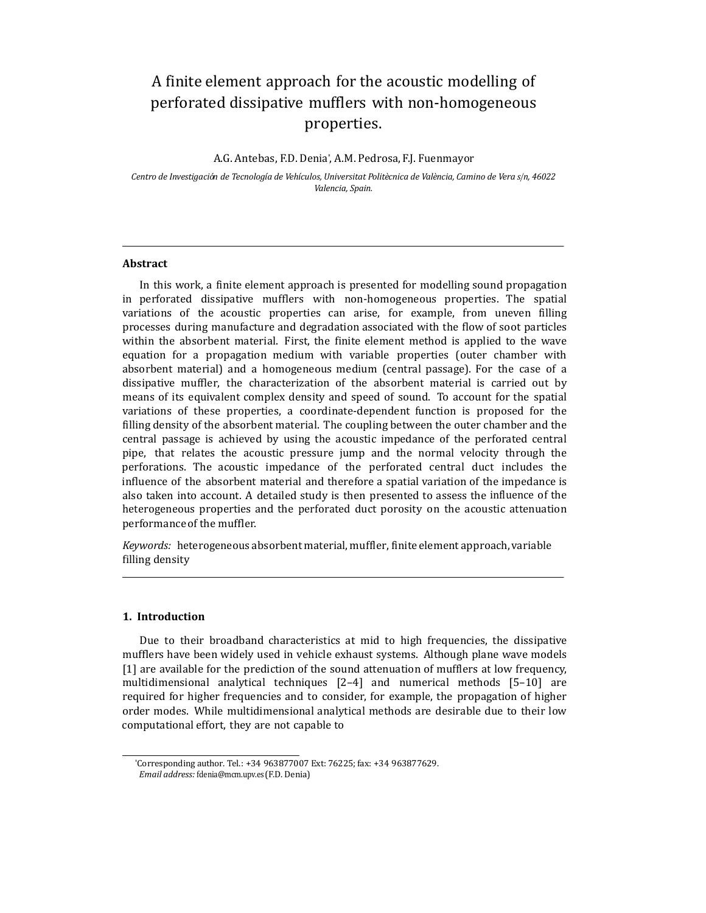# A finite element approach for the acoustic modelling of perforated dissipative mufflers with non-homogeneous properties.

A.G. Antebas, F.D. Denia[*], A.M. Pedrosa, F.J. Fuenmayor

*Centro de Investigación de Tecnología de Vehículos, Universitat Politècnica de València, Camino de Vera s/n, 46022 Valencia, Spain.*

---

### Abstract

In this work, a finite element approach is presented for modelling sound propagation in perforated dissipative mufflers with non-homogeneous properties. The spatial variations of the acoustic properties can arise, for example, from uneven filling processes during manufacture and degradation associated with the flow of soot particles within the absorbent material. First, the finite element method is applied to the wave equation for a propagation medium with variable properties (outer chamber with absorbent material) and a homogeneous medium (central passage). For the case of a dissipative muffler, the characterization of the absorbent material is carried out by means of its equivalent complex density and speed of sound. To account for the spatial variations of these properties, a coordinate-dependent function is proposed for the filling density of the absorbent material. The coupling between the outer chamber and the central passage is achieved by using the acoustic impedance of the perforated central pipe, that relates the acoustic pressure jump and the normal velocity through the perforations. The acoustic impedance of the perforated central duct includes the influence of the absorbent material and therefore a spatial variation of the impedance is also taken into account. A detailed study is then presented to assess the influence of the heterogeneous properties and the perforated duct porosity on the acoustic attenuation performance of the muffler.

*Keywords:* heterogeneous absorbent material, muffler, finite element approach, variable filling density

---

### 1. Introduction

Due to their broadband characteristics at mid to high frequencies, the dissipative mufflers have been widely used in vehicle exhaust systems. Although plane wave models [1] are available for the prediction of the sound attenuation of mufflers at low frequency, multidimensional analytical techniques [2–4] and numerical methods [5–10] are required for higher frequencies and to consider, for example, the propagation of higher order modes. While multidimensional analytical methods are desirable due to their low computational effort, they are not capable to

---

[*] Corresponding author. Tel.: +34 963877007 Ext: 76225; fax: +34 963877629.
*Email address:* fdenia@mcm.upv.es (F.D. Denia)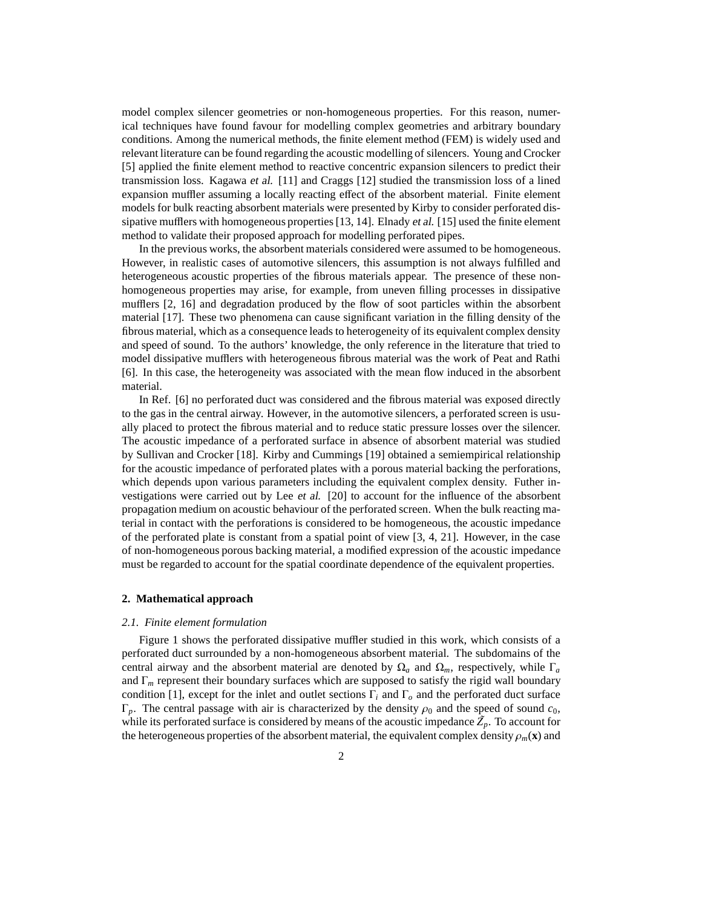model complex silencer geometries or non-homogeneous properties. For this reason, numerical techniques have found favour for modelling complex geometries and arbitrary boundary conditions. Among the numerical methods, the finite element method (FEM) is widely used and relevant literature can be found regarding the acoustic modelling of silencers. Young and Crocker [5] applied the finite element method to reactive concentric expansion silencers to predict their transmission loss. Kagawa *et al.* [11] and Craggs [12] studied the transmission loss of a lined expansion muffler assuming a locally reacting effect of the absorbent material. Finite element models for bulk reacting absorbent materials were presented by Kirby to consider perforated dissipative mufflers with homogeneous properties [13, 14]. Elnady *et al.* [15] used the finite element method to validate their proposed approach for modelling perforated pipes.

In the previous works, the absorbent materials considered were assumed to be homogeneous. However, in realistic cases of automotive silencers, this assumption is not always fulfilled and heterogeneous acoustic properties of the fibrous materials appear. The presence of these non-homogeneous properties may arise, for example, from uneven filling processes in dissipative mufflers [2, 16] and degradation produced by the flow of soot particles within the absorbent material [17]. These two phenomena can cause significant variation in the filling density of the fibrous material, which as a consequence leads to heterogeneity of its equivalent complex density and speed of sound. To the authors' knowledge, the only reference in the literature that tried to model dissipative mufflers with heterogeneous fibrous material was the work of Peat and Rathi [6]. In this case, the heterogeneity was associated with the mean flow induced in the absorbent material.

In Ref. [6] no perforated duct was considered and the fibrous material was exposed directly to the gas in the central airway. However, in the automotive silencers, a perforated screen is usually placed to protect the fibrous material and to reduce static pressure losses over the silencer. The acoustic impedance of a perforated surface in absence of absorbent material was studied by Sullivan and Crocker [18]. Kirby and Cummings [19] obtained a semiempirical relationship for the acoustic impedance of perforated plates with a porous material backing the perforations, which depends upon various parameters including the equivalent complex density. Futher investigations were carried out by Lee *et al.* [20] to account for the influence of the absorbent propagation medium on acoustic behaviour of the perforated screen. When the bulk reacting material in contact with the perforations is considered to be homogeneous, the acoustic impedance of the perforated plate is constant from a spatial point of view [3, 4, 21]. However, in the case of non-homogeneous porous backing material, a modified expression of the acoustic impedance must be regarded to account for the spatial coordinate dependence of the equivalent properties.

## 2. Mathematical approach

### *2.1. Finite element formulation*

Figure 1 shows the perforated dissipative muffler studied in this work, which consists of a perforated duct surrounded by a non-homogeneous absorbent material. The subdomains of the central airway and the absorbent material are denoted by $\Omega_a$ and $\Omega_m$, respectively, while $\Gamma_a$ and $\Gamma_m$ represent their boundary surfaces which are supposed to satisfy the rigid wall boundary condition [1], except for the inlet and outlet sections $\Gamma_i$ and $\Gamma_o$ and the perforated duct surface $\Gamma_p$. The central passage with air is characterized by the density $\rho_0$ and the speed of sound $c_0$, while its perforated surface is considered by means of the acoustic impedance $\tilde{Z}_p$. To account for the heterogeneous properties of the absorbent material, the equivalent complex density $\rho_m(\mathbf{x})$ and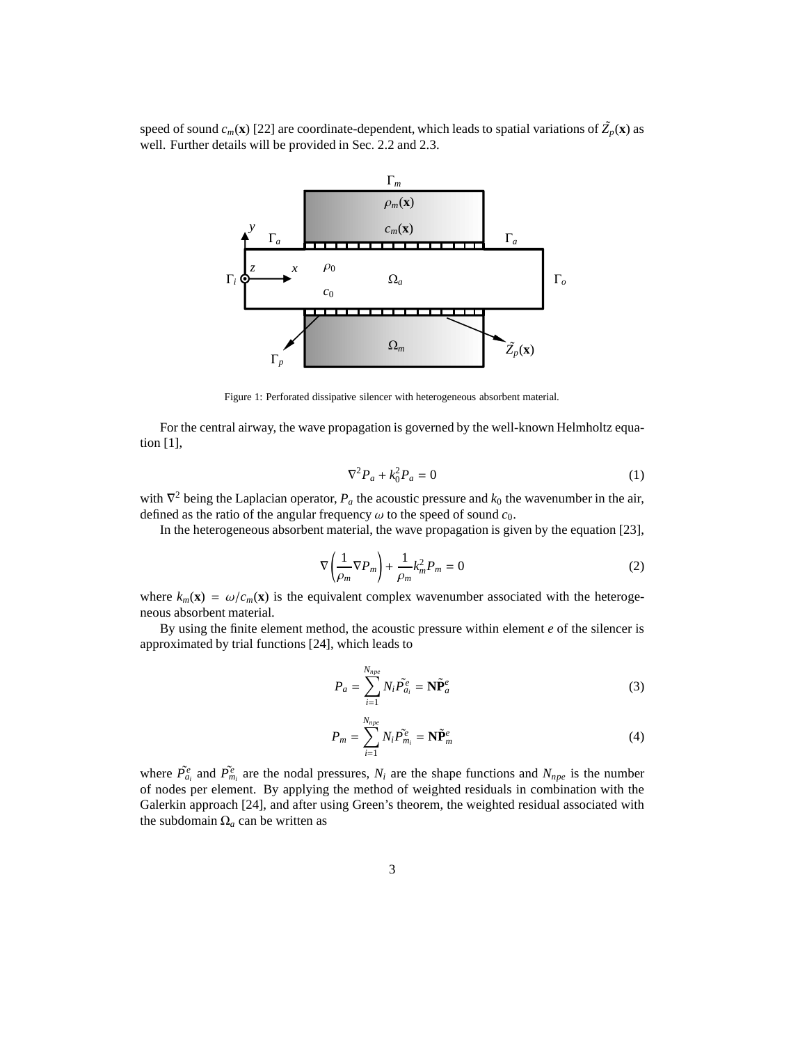speed of sound $c_m(\mathbf{x})$ [22] are coordinate-dependent, which leads to spatial variations of $\tilde{Z}_p(\mathbf{x})$ as well. Further details will be provided in Sec. 2.2 and 2.3.

Figure 1: Perforated dissipative silencer with heterogeneous absorbent material.

For the central airway, the wave propagation is governed by the well-known Helmholtz equation [1],

$$\nabla^2 P_a + k_0^2 P_a = 0 \tag{1}$$

with $\nabla^2$ being the Laplacian operator, $P_a$ the acoustic pressure and $k_0$ the wavenumber in the air, defined as the ratio of the angular frequency $\omega$ to the speed of sound $c_0$.

In the heterogeneous absorbent material, the wave propagation is given by the equation [23],

$$\nabla\left(\frac{1}{\rho_m}\nabla P_m\right) + \frac{1}{\rho_m}k_m^2 P_m = 0 \tag{2}$$

where $k_m(\mathbf{x}) = \omega/c_m(\mathbf{x})$ is the equivalent complex wavenumber associated with the heterogeneous absorbent material.

By using the finite element method, the acoustic pressure within element $e$ of the silencer is approximated by trial functions [24], which leads to

$$P_a = \sum_{i=1}^{N_{npe}} N_i \tilde{P}_{a_i}^e = \mathbf{N}\tilde{\mathbf{P}}_a^e \tag{3}$$

$$P_m = \sum_{i=1}^{N_{npe}} N_i \tilde{P}_{m_i}^e = \mathbf{N}\tilde{\mathbf{P}}_m^e \tag{4}$$

where $\tilde{P}_{a_i}^e$ and $\tilde{P}_{m_i}^e$ are the nodal pressures, $N_i$ are the shape functions and $N_{npe}$ is the number of nodes per element. By applying the method of weighted residuals in combination with the Galerkin approach [24], and after using Green's theorem, the weighted residual associated with the subdomain $\Omega_a$ can be written as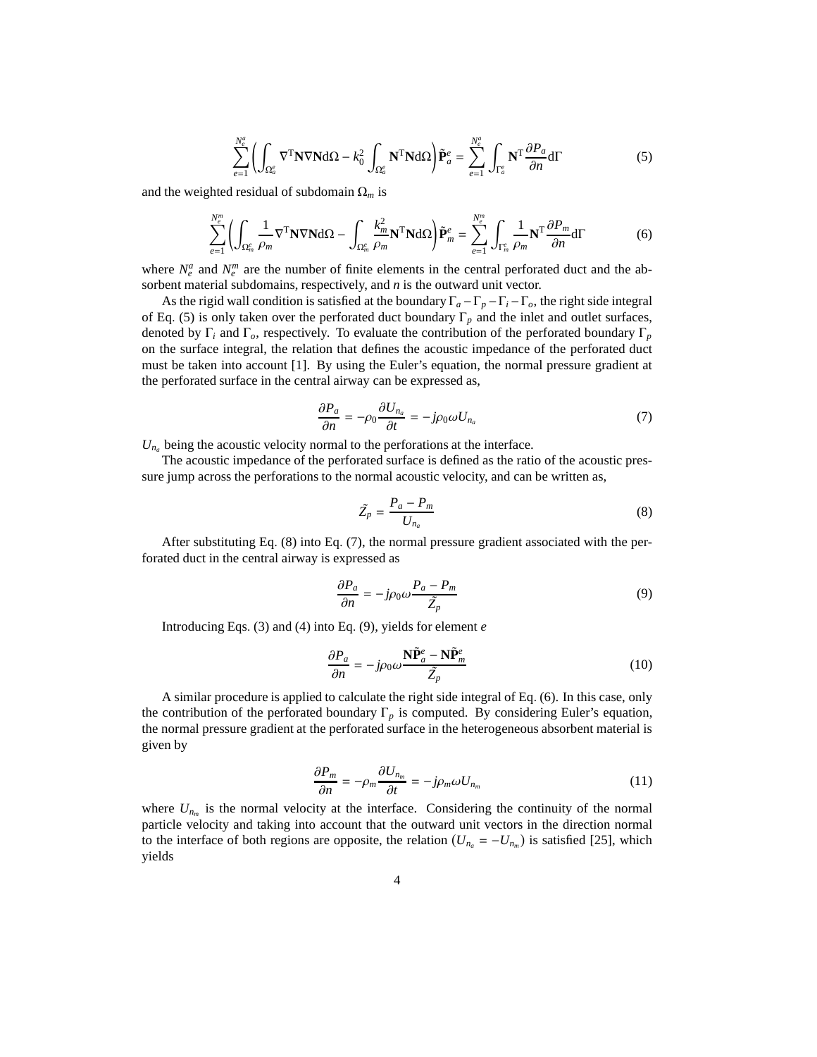$$\sum_{e=1}^{N_e^a} \left( \int_{\Omega_a^e} \nabla^{\mathrm{T}} \mathbf{N} \nabla \mathbf{N} \mathrm{d}\Omega - k_0^2 \int_{\Omega_a^e} \mathbf{N}^{\mathrm{T}} \mathbf{N} \mathrm{d}\Omega \right) \tilde{\mathbf{P}}_a^e = \sum_{e=1}^{N_e^a} \int_{\Gamma_a^e} \mathbf{N}^{\mathrm{T}} \frac{\partial P_a}{\partial n} \mathrm{d}\Gamma \tag{5}$$

and the weighted residual of subdomain $\Omega_m$ is

$$\sum_{e=1}^{N_e^m} \left( \int_{\Omega_m^e} \frac{1}{\rho_m} \nabla^{\mathrm{T}} \mathbf{N} \nabla \mathbf{N} \mathrm{d}\Omega - \int_{\Omega_m^e} \frac{k_m^2}{\rho_m} \mathbf{N}^{\mathrm{T}} \mathbf{N} \mathrm{d}\Omega \right) \tilde{\mathbf{P}}_m^e = \sum_{e=1}^{N_e^m} \int_{\Gamma_m^e} \frac{1}{\rho_m} \mathbf{N}^{\mathrm{T}} \frac{\partial P_m}{\partial n} \mathrm{d}\Gamma \tag{6}$$

where $N_e^a$ and $N_e^m$ are the number of finite elements in the central perforated duct and the absorbent material subdomains, respectively, and $n$ is the outward unit vector.

As the rigid wall condition is satisfied at the boundary $\Gamma_a - \Gamma_p - \Gamma_i - \Gamma_o$, the right side integral of Eq. (5) is only taken over the perforated duct boundary $\Gamma_p$ and the inlet and outlet surfaces, denoted by $\Gamma_i$ and $\Gamma_o$, respectively. To evaluate the contribution of the perforated boundary $\Gamma_p$ on the surface integral, the relation that defines the acoustic impedance of the perforated duct must be taken into account [1]. By using the Euler's equation, the normal pressure gradient at the perforated surface in the central airway can be expressed as,

$$\frac{\partial P_a}{\partial n} = -\rho_0 \frac{\partial U_{n_a}}{\partial t} = -j\rho_0 \omega U_{n_a} \tag{7}$$

$U_{n_a}$ being the acoustic velocity normal to the perforations at the interface.

The acoustic impedance of the perforated surface is defined as the ratio of the acoustic pressure jump across the perforations to the normal acoustic velocity, and can be written as,

$$\tilde{Z}_p = \frac{P_a - P_m}{U_{n_a}} \tag{8}$$

After substituting Eq. (8) into Eq. (7), the normal pressure gradient associated with the perforated duct in the central airway is expressed as

$$\frac{\partial P_a}{\partial n} = -j\rho_0 \omega \frac{P_a - P_m}{\tilde{Z}_p} \tag{9}$$

Introducing Eqs. (3) and (4) into Eq. (9), yields for element $e$

$$\frac{\partial P_a}{\partial n} = -j\rho_0 \omega \frac{\mathbf{N}\tilde{\mathbf{P}}_a^e - \mathbf{N}\tilde{\mathbf{P}}_m^e}{\tilde{Z}_p} \tag{10}$$

A similar procedure is applied to calculate the right side integral of Eq. (6). In this case, only the contribution of the perforated boundary $\Gamma_p$ is computed. By considering Euler's equation, the normal pressure gradient at the perforated surface in the heterogeneous absorbent material is given by

$$\frac{\partial P_m}{\partial n} = -\rho_m \frac{\partial U_{n_m}}{\partial t} = -j\rho_m \omega U_{n_m} \tag{11}$$

where $U_{n_m}$ is the normal velocity at the interface. Considering the continuity of the normal particle velocity and taking into account that the outward unit vectors in the direction normal to the interface of both regions are opposite, the relation ($U_{n_a} = -U_{n_m}$) is satisfied [25], which yields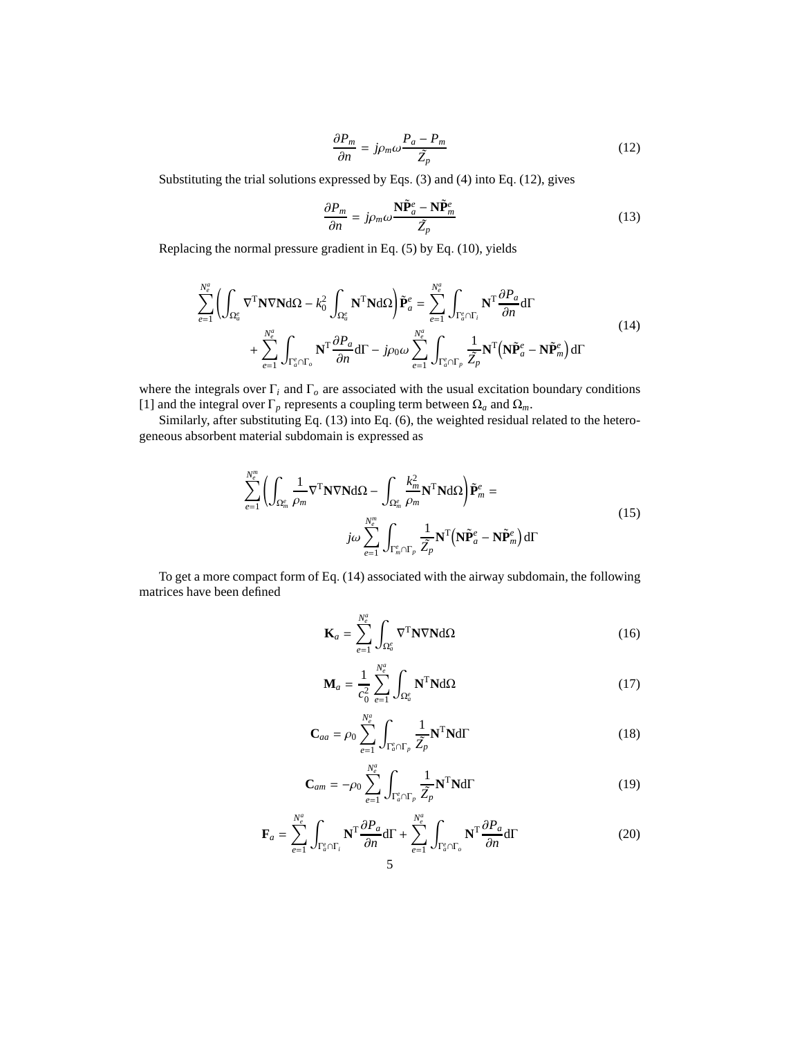$$\frac{\partial P_m}{\partial n} = j\rho_m\omega\frac{P_a - P_m}{\tilde{Z}_p} \tag{12}$$

Substituting the trial solutions expressed by Eqs. (3) and (4) into Eq. (12), gives

$$\frac{\partial P_m}{\partial n} = j\rho_m\omega\frac{\mathbf{N}\tilde{\mathbf{P}}_a^e - \mathbf{N}\tilde{\mathbf{P}}_m^e}{\tilde{Z}_p} \tag{13}$$

Replacing the normal pressure gradient in Eq. (5) by Eq. (10), yields

$$\begin{aligned}\sum_{e=1}^{N_e^a}\left(\int_{\Omega_a^e}\nabla^{\mathrm{T}}\mathbf{N}\nabla\mathbf{N}\mathrm{d}\Omega - k_0^2\int_{\Omega_a^e}\mathbf{N}^{\mathrm{T}}\mathbf{N}\mathrm{d}\Omega\right)\tilde{\mathbf{P}}_a^e &= \sum_{e=1}^{N_e^a}\int_{\Gamma_a^e\cap\Gamma_i}\mathbf{N}^{\mathrm{T}}\frac{\partial P_a}{\partial n}\mathrm{d}\Gamma \\ &+ \sum_{e=1}^{N_e^a}\int_{\Gamma_a^e\cap\Gamma_o}\mathbf{N}^{\mathrm{T}}\frac{\partial P_a}{\partial n}\mathrm{d}\Gamma - j\rho_0\omega\sum_{e=1}^{N_e^a}\int_{\Gamma_a^e\cap\Gamma_p}\frac{1}{\tilde{Z}_p}\mathbf{N}^{\mathrm{T}}\left(\mathbf{N}\tilde{\mathbf{P}}_a^e - \mathbf{N}\tilde{\mathbf{P}}_m^e\right)\mathrm{d}\Gamma\end{aligned} \tag{14}$$

where the integrals over $\Gamma_i$ and $\Gamma_o$ are associated with the usual excitation boundary conditions [1] and the integral over $\Gamma_p$ represents a coupling term between $\Omega_a$ and $\Omega_m$.

Similarly, after substituting Eq. (13) into Eq. (6), the weighted residual related to the heterogeneous absorbent material subdomain is expressed as

$$\begin{aligned}\sum_{e=1}^{N_e^m}\left(\int_{\Omega_m^e}\frac{1}{\rho_m}\nabla^{\mathrm{T}}\mathbf{N}\nabla\mathbf{N}\mathrm{d}\Omega - \int_{\Omega_m^e}\frac{k_m^2}{\rho_m}\mathbf{N}^{\mathrm{T}}\mathbf{N}\mathrm{d}\Omega\right)\tilde{\mathbf{P}}_m^e &= \\ j\omega\sum_{e=1}^{N_e^m}\int_{\Gamma_m^e\cap\Gamma_p}\frac{1}{\tilde{Z}_p}\mathbf{N}^{\mathrm{T}}&\left(\mathbf{N}\tilde{\mathbf{P}}_a^e - \mathbf{N}\tilde{\mathbf{P}}_m^e\right)\mathrm{d}\Gamma\end{aligned} \tag{15}$$

To get a more compact form of Eq. (14) associated with the airway subdomain, the following matrices have been defined

$$\mathbf{K}_a = \sum_{e=1}^{N_e^a}\int_{\Omega_a^e}\nabla^{\mathrm{T}}\mathbf{N}\nabla\mathbf{N}\mathrm{d}\Omega \tag{16}$$

$$\mathbf{M}_a = \frac{1}{c_0^2}\sum_{e=1}^{N_e^a}\int_{\Omega_a^e}\mathbf{N}^{\mathrm{T}}\mathbf{N}\mathrm{d}\Omega \tag{17}$$

$$\mathbf{C}_{aa} = \rho_0\sum_{e=1}^{N_e^a}\int_{\Gamma_a^e\cap\Gamma_p}\frac{1}{\tilde{Z}_p}\mathbf{N}^{\mathrm{T}}\mathbf{N}\mathrm{d}\Gamma \tag{18}$$

$$\mathbf{C}_{am} = -\rho_0\sum_{e=1}^{N_e^a}\int_{\Gamma_a^e\cap\Gamma_p}\frac{1}{\tilde{Z}_p}\mathbf{N}^{\mathrm{T}}\mathbf{N}\mathrm{d}\Gamma \tag{19}$$

$$\mathbf{F}_a = \sum_{e=1}^{N_e^a}\int_{\Gamma_a^e\cap\Gamma_i}\mathbf{N}^{\mathrm{T}}\frac{\partial P_a}{\partial n}\mathrm{d}\Gamma + \sum_{e=1}^{N_e^a}\int_{\Gamma_a^e\cap\Gamma_o}\mathbf{N}^{\mathrm{T}}\frac{\partial P_a}{\partial n}\mathrm{d}\Gamma \tag{20}$$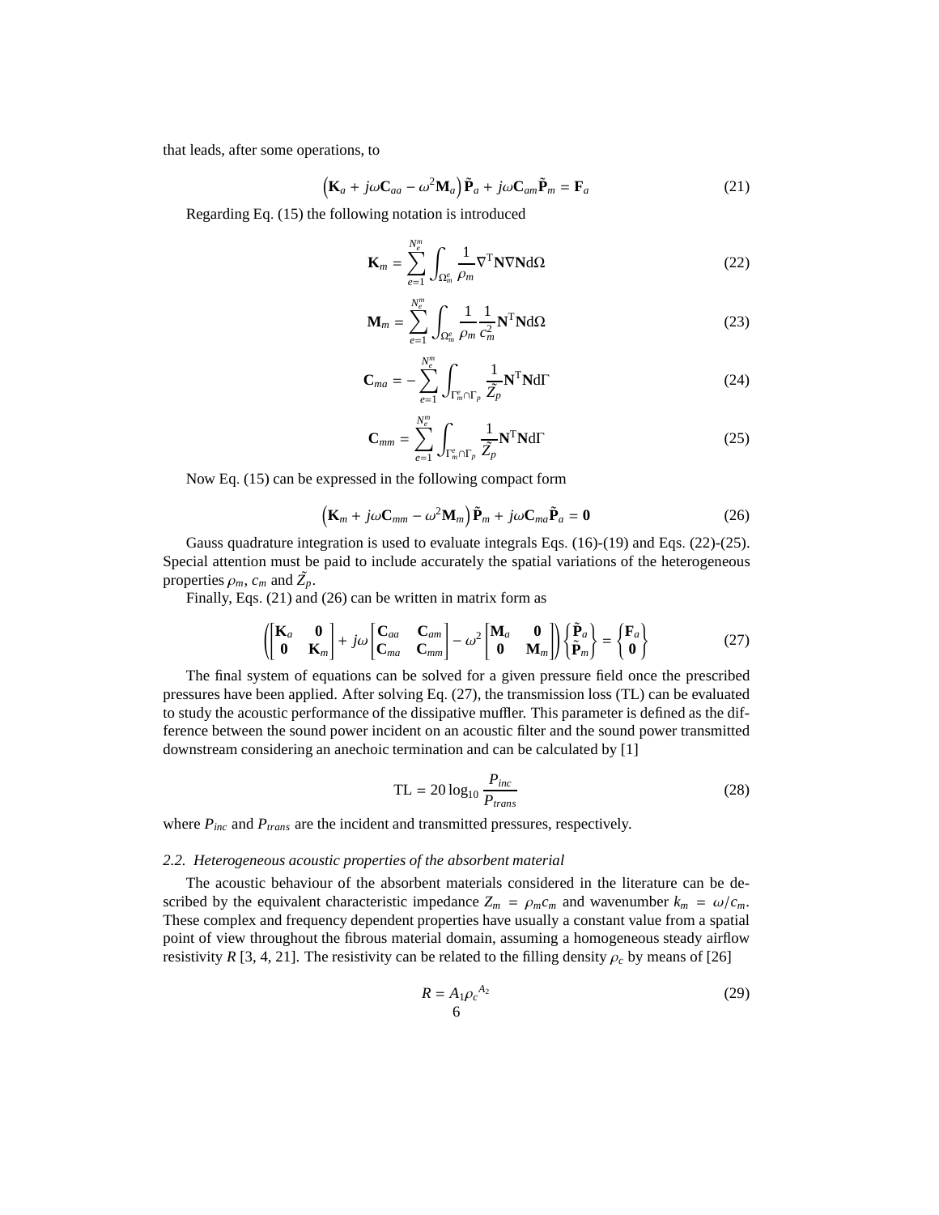that leads, after some operations, to

$$\left(\mathbf{K}_a + j\omega\mathbf{C}_{aa} - \omega^2\mathbf{M}_a\right)\tilde{\mathbf{P}}_a + j\omega\mathbf{C}_{am}\tilde{\mathbf{P}}_m = \mathbf{F}_a \tag{21}$$

Regarding Eq. (15) the following notation is introduced

$$\mathbf{K}_m = \sum_{e=1}^{N_e^m} \int_{\Omega_m^e} \frac{1}{\rho_m} \nabla^{\mathrm{T}}\mathbf{N}\nabla\mathbf{N}\mathrm{d}\Omega \tag{22}$$

$$\mathbf{M}_m = \sum_{e=1}^{N_e^m} \int_{\Omega_m^e} \frac{1}{\rho_m}\frac{1}{c_m^2}\mathbf{N}^{\mathrm{T}}\mathbf{N}\mathrm{d}\Omega \tag{23}$$

$$\mathbf{C}_{ma} = -\sum_{e=1}^{N_e^m} \int_{\Gamma_m^e \cap \Gamma_p} \frac{1}{\tilde{Z}_p}\mathbf{N}^{\mathrm{T}}\mathbf{N}\mathrm{d}\Gamma \tag{24}$$

$$\mathbf{C}_{mm} = \sum_{e=1}^{N_e^m} \int_{\Gamma_m^e \cap \Gamma_p} \frac{1}{\tilde{Z}_p}\mathbf{N}^{\mathrm{T}}\mathbf{N}\mathrm{d}\Gamma \tag{25}$$

Now Eq. (15) can be expressed in the following compact form

$$\left(\mathbf{K}_m + j\omega\mathbf{C}_{mm} - \omega^2\mathbf{M}_m\right)\tilde{\mathbf{P}}_m + j\omega\mathbf{C}_{ma}\tilde{\mathbf{P}}_a = \mathbf{0} \tag{26}$$

Gauss quadrature integration is used to evaluate integrals Eqs. (16)-(19) and Eqs. (22)-(25). Special attention must be paid to include accurately the spatial variations of the heterogeneous properties $\rho_m$, $c_m$ and $\tilde{Z}_p$.

Finally, Eqs. (21) and (26) can be written in matrix form as

$$\left(\begin{bmatrix}\mathbf{K}_a & \mathbf{0}\\ \mathbf{0} & \mathbf{K}_m\end{bmatrix} + j\omega\begin{bmatrix}\mathbf{C}_{aa} & \mathbf{C}_{am}\\ \mathbf{C}_{ma} & \mathbf{C}_{mm}\end{bmatrix} - \omega^2\begin{bmatrix}\mathbf{M}_a & \mathbf{0}\\ \mathbf{0} & \mathbf{M}_m\end{bmatrix}\right)\begin{Bmatrix}\tilde{\mathbf{P}}_a\\ \tilde{\mathbf{P}}_m\end{Bmatrix} = \begin{Bmatrix}\mathbf{F}_a\\ \mathbf{0}\end{Bmatrix} \tag{27}$$

The final system of equations can be solved for a given pressure field once the prescribed pressures have been applied. After solving Eq. (27), the transmission loss (TL) can be evaluated to study the acoustic performance of the dissipative muffler. This parameter is defined as the difference between the sound power incident on an acoustic filter and the sound power transmitted downstream considering an anechoic termination and can be calculated by [1]

$$\mathrm{TL} = 20\log_{10}\frac{P_{inc}}{P_{trans}} \tag{28}$$

where $P_{inc}$ and $P_{trans}$ are the incident and transmitted pressures, respectively.

### 2.2. Heterogeneous acoustic properties of the absorbent material

The acoustic behaviour of the absorbent materials considered in the literature can be described by the equivalent characteristic impedance $Z_m = \rho_m c_m$ and wavenumber $k_m = \omega/c_m$. These complex and frequency dependent properties have usually a constant value from a spatial point of view throughout the fibrous material domain, assuming a homogeneous steady airflow resistivity $R$ [3, 4, 21]. The resistivity can be related to the filling density $\rho_c$ by means of [26]

$$R = A_1{\rho_c}^{A_2} \tag{29}$$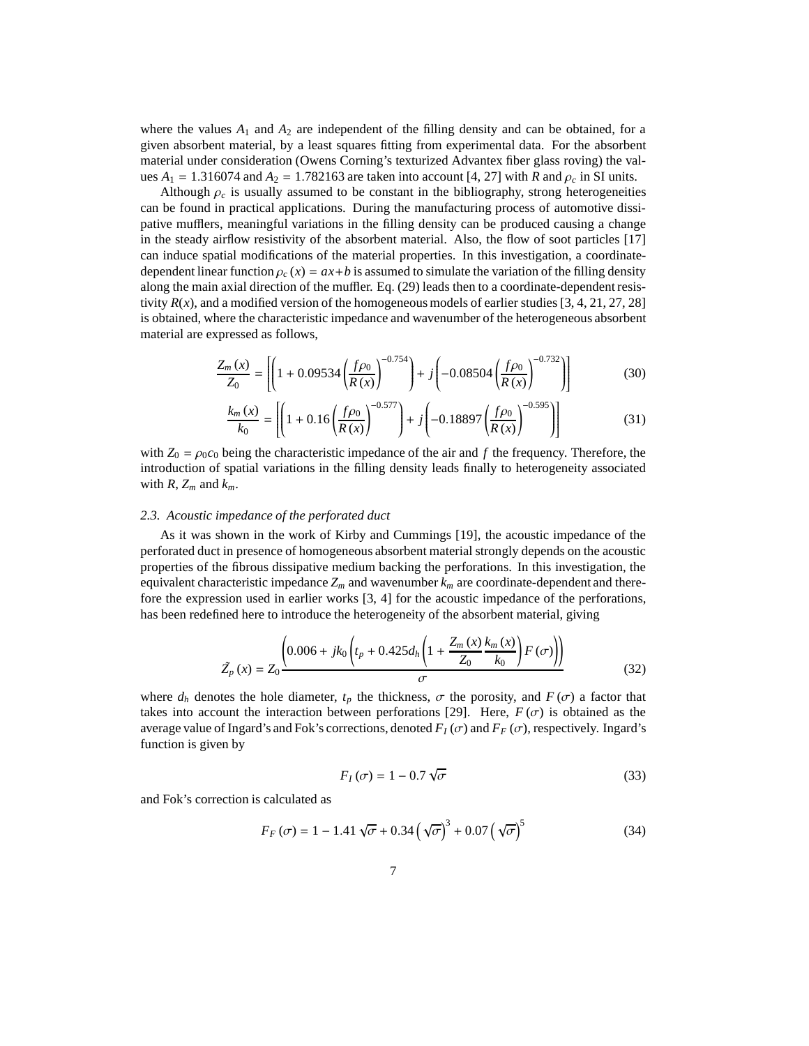where the values $A_1$ and $A_2$ are independent of the filling density and can be obtained, for a given absorbent material, by a least squares fitting from experimental data. For the absorbent material under consideration (Owens Corning's texturized Advantex fiber glass roving) the values $A_1 = 1.316074$ and $A_2 = 1.782163$ are taken into account [4, 27] with $R$ and $\rho_c$ in SI units.

Although $\rho_c$ is usually assumed to be constant in the bibliography, strong heterogeneities can be found in practical applications. During the manufacturing process of automotive dissipative mufflers, meaningful variations in the filling density can be produced causing a change in the steady airflow resistivity of the absorbent material. Also, the flow of soot particles [17] can induce spatial modifications of the material properties. In this investigation, a coordinate-dependent linear function $\rho_c(x) = ax + b$ is assumed to simulate the variation of the filling density along the main axial direction of the muffler. Eq. (29) leads then to a coordinate-dependent resistivity $R(x)$, and a modified version of the homogeneous models of earlier studies [3, 4, 21, 27, 28] is obtained, where the characteristic impedance and wavenumber of the heterogeneous absorbent material are expressed as follows,

$$\frac{Z_m(x)}{Z_0} = \left[\left(1 + 0.09534\left(\frac{f\rho_0}{R(x)}\right)^{-0.754}\right) + j\left(-0.08504\left(\frac{f\rho_0}{R(x)}\right)^{-0.732}\right)\right] \tag{30}$$

$$\frac{k_m(x)}{k_0} = \left[\left(1 + 0.16\left(\frac{f\rho_0}{R(x)}\right)^{-0.577}\right) + j\left(-0.18897\left(\frac{f\rho_0}{R(x)}\right)^{-0.595}\right)\right] \tag{31}$$

with $Z_0 = \rho_0 c_0$ being the characteristic impedance of the air and $f$ the frequency. Therefore, the introduction of spatial variations in the filling density leads finally to heterogeneity associated with $R$, $Z_m$ and $k_m$.

### 2.3. Acoustic impedance of the perforated duct

As it was shown in the work of Kirby and Cummings [19], the acoustic impedance of the perforated duct in presence of homogeneous absorbent material strongly depends on the acoustic properties of the fibrous dissipative medium backing the perforations. In this investigation, the equivalent characteristic impedance $Z_m$ and wavenumber $k_m$ are coordinate-dependent and therefore the expression used in earlier works [3, 4] for the acoustic impedance of the perforations, has been redefined here to introduce the heterogeneity of the absorbent material, giving

$$\tilde{Z}_p(x) = Z_0 \frac{\left(0.006 + jk_0\left(t_p + 0.425 d_h\left(1 + \dfrac{Z_m(x)}{Z_0}\dfrac{k_m(x)}{k_0}\right)F(\sigma)\right)\right)}{\sigma} \tag{32}$$

where $d_h$ denotes the hole diameter, $t_p$ the thickness, $\sigma$ the porosity, and $F(\sigma)$ a factor that takes into account the interaction between perforations [29]. Here, $F(\sigma)$ is obtained as the average value of Ingard's and Fok's corrections, denoted $F_I(\sigma)$ and $F_F(\sigma)$, respectively. Ingard's function is given by

$$F_I(\sigma) = 1 - 0.7\sqrt{\sigma} \tag{33}$$

and Fok's correction is calculated as

$$F_F(\sigma) = 1 - 1.41\sqrt{\sigma} + 0.34\left(\sqrt{\sigma}\right)^3 + 0.07\left(\sqrt{\sigma}\right)^5 \tag{34}$$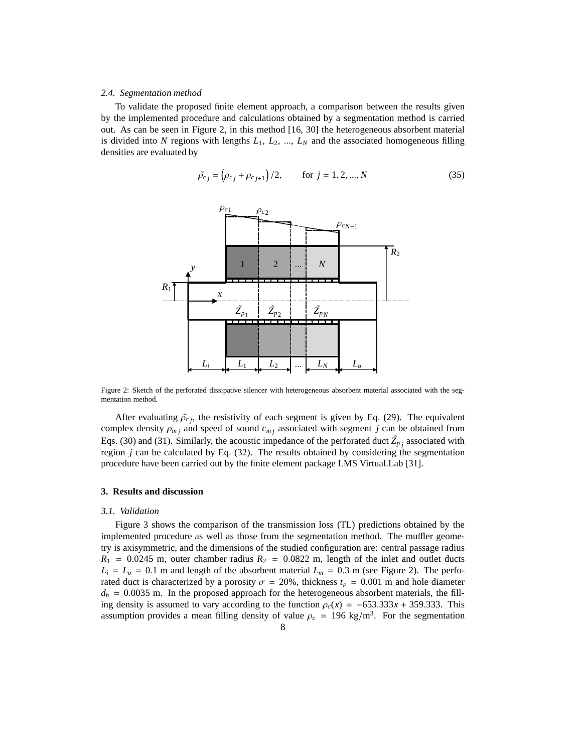### 2.4. Segmentation method

To validate the proposed finite element approach, a comparison between the results given by the implemented procedure and calculations obtained by a segmentation method is carried out. As can be seen in Figure 2, in this method [16, 30] the heterogeneous absorbent material is divided into $N$ regions with lengths $L_1$, $L_2$, ..., $L_N$ and the associated homogeneous filling densities are evaluated by

$$\tilde{\rho}_{c\,j} = \left(\rho_{c\,j} + \rho_{c\,j+1}\right)/2, \qquad \text{for } j = 1, 2, ..., N \tag{35}$$

Figure 2: Sketch of the perforated dissipative silencer with heterogeneous absorbent material associated with the segmentation method.

After evaluating $\tilde{\rho}_{c\,j}$, the resistivity of each segment is given by Eq. (29). The equivalent complex density $\rho_{m\,j}$ and speed of sound $c_{m\,j}$ associated with segment $j$ can be obtained from Eqs. (30) and (31). Similarly, the acoustic impedance of the perforated duct $\tilde{Z}_{p\,j}$ associated with region $j$ can be calculated by Eq. (32). The results obtained by considering the segmentation procedure have been carried out by the finite element package LMS Virtual.Lab [31].

## 3. Results and discussion

### 3.1. Validation

Figure 3 shows the comparison of the transmission loss (TL) predictions obtained by the implemented procedure as well as those from the segmentation method. The muffler geometry is axisymmetric, and the dimensions of the studied configuration are: central passage radius $R_1 = 0.0245$ m, outer chamber radius $R_2 = 0.0822$ m, length of the inlet and outlet ducts $L_i = L_o = 0.1$ m and length of the absorbent material $L_m = 0.3$ m (see Figure 2). The perforated duct is characterized by a porosity $\sigma = 20\%$, thickness $t_p = 0.001$ m and hole diameter $d_h = 0.0035$ m. In the proposed approach for the heterogeneous absorbent materials, the filling density is assumed to vary according to the function $\rho_c(x) = -653.333x + 359.333$. This assumption provides a mean filling density of value $\rho_c = 196$ kg/m$^3$. For the segmentation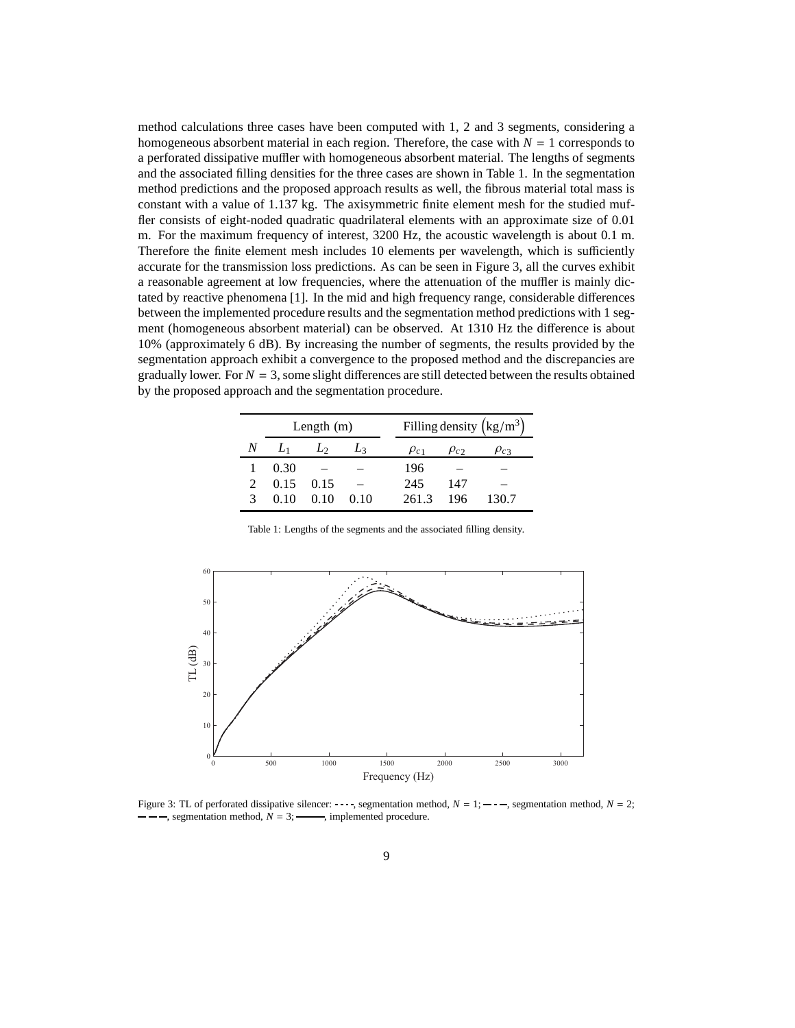method calculations three cases have been computed with 1, 2 and 3 segments, considering a homogeneous absorbent material in each region. Therefore, the case with $N = 1$ corresponds to a perforated dissipative muffler with homogeneous absorbent material. The lengths of segments and the associated filling densities for the three cases are shown in Table 1. In the segmentation method predictions and the proposed approach results as well, the fibrous material total mass is constant with a value of 1.137 kg. The axisymmetric finite element mesh for the studied muffler consists of eight-noded quadratic quadrilateral elements with an approximate size of 0.01 m. For the maximum frequency of interest, 3200 Hz, the acoustic wavelength is about 0.1 m. Therefore the finite element mesh includes 10 elements per wavelength, which is sufficiently accurate for the transmission loss predictions. As can be seen in Figure 3, all the curves exhibit a reasonable agreement at low frequencies, where the attenuation of the muffler is mainly dictated by reactive phenomena [1]. In the mid and high frequency range, considerable differences between the implemented procedure results and the segmentation method predictions with 1 segment (homogeneous absorbent material) can be observed. At 1310 Hz the difference is about 10% (approximately 6 dB). By increasing the number of segments, the results provided by the segmentation approach exhibit a convergence to the proposed method and the discrepancies are gradually lower. For $N = 3$, some slight differences are still detected between the results obtained by the proposed approach and the segmentation procedure.

| | Length (m) | | | Filling density $\left(\mathrm{kg/m^3}\right)$ | | |
|---|---|---|---|---|---|---|
| $N$ | $L_1$ | $L_2$ | $L_3$ | $\rho_{c1}$ | $\rho_{c2}$ | $\rho_{c3}$ |
| 1 | 0.30 | – | – | 196 | – | – |
| 2 | 0.15 | 0.15 | – | 245 | 147 | – |
| 3 | 0.10 | 0.10 | 0.10 | 261.3 | 196 | 130.7 |

Table 1: Lengths of the segments and the associated filling density.

Figure 3: TL of perforated dissipative silencer: $\cdots\cdots$, segmentation method, $N = 1$; $-\cdot-$, segmentation method, $N = 2$; $---$, segmentation method, $N = 3$; ——, implemented procedure.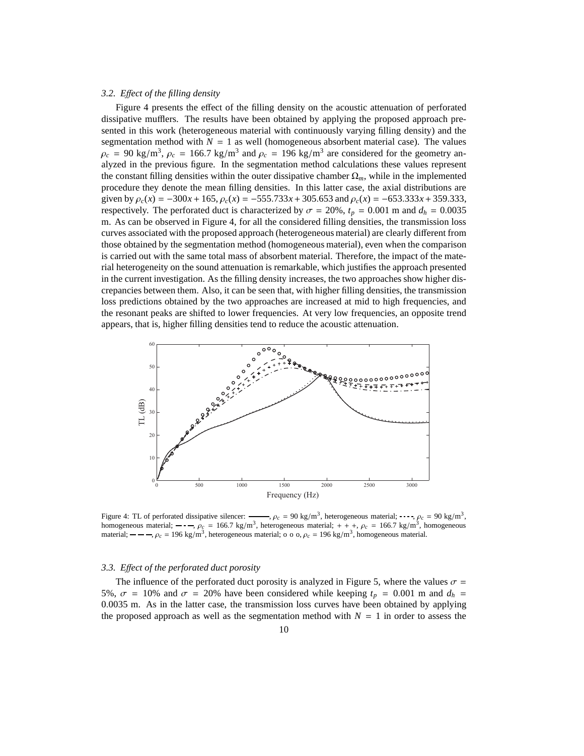### 3.2. Effect of the filling density

Figure 4 presents the effect of the filling density on the acoustic attenuation of perforated dissipative mufflers. The results have been obtained by applying the proposed approach presented in this work (heterogeneous material with continuously varying filling density) and the segmentation method with $N = 1$ as well (homogeneous absorbent material case). The values $\rho_c = 90$ kg/m$^3$, $\rho_c = 166.7$ kg/m$^3$ and $\rho_c = 196$ kg/m$^3$ are considered for the geometry analyzed in the previous figure. In the segmentation method calculations these values represent the constant filling densities within the outer dissipative chamber $\Omega_m$, while in the implemented procedure they denote the mean filling densities. In this latter case, the axial distributions are given by $\rho_c(x) = -300x + 165$, $\rho_c(x) = -555.733x + 305.653$ and $\rho_c(x) = -653.333x + 359.333$, respectively. The perforated duct is characterized by $\sigma = 20\%$, $t_p = 0.001$ m and $d_h = 0.0035$ m. As can be observed in Figure 4, for all the considered filling densities, the transmission loss curves associated with the proposed approach (heterogeneous material) are clearly different from those obtained by the segmentation method (homogeneous material), even when the comparison is carried out with the same total mass of absorbent material. Therefore, the impact of the material heterogeneity on the sound attenuation is remarkable, which justifies the approach presented in the current investigation. As the filling density increases, the two approaches show higher discrepancies between them. Also, it can be seen that, with higher filling densities, the transmission loss predictions obtained by the two approaches are increased at mid to high frequencies, and the resonant peaks are shifted to lower frequencies. At very low frequencies, an opposite trend appears, that is, higher filling densities tend to reduce the acoustic attenuation.

Figure 4: TL of perforated dissipative silencer: ———, $\rho_c = 90$ kg/m$^3$, heterogeneous material; - - - -, $\rho_c = 90$ kg/m$^3$, homogeneous material; — · —, $\rho_c = 166.7$ kg/m$^3$, heterogeneous material; + + +, $\rho_c = 166.7$ kg/m$^3$, homogeneous material; — — —, $\rho_c = 196$ kg/m$^3$, heterogeneous material; o o o, $\rho_c = 196$ kg/m$^3$, homogeneous material.

### 3.3. Effect of the perforated duct porosity

The influence of the perforated duct porosity is analyzed in Figure 5, where the values $\sigma = 5\%$, $\sigma = 10\%$ and $\sigma = 20\%$ have been considered while keeping $t_p = 0.001$ m and $d_h = 0.0035$ m. As in the latter case, the transmission loss curves have been obtained by applying the proposed approach as well as the segmentation method with $N = 1$ in order to assess the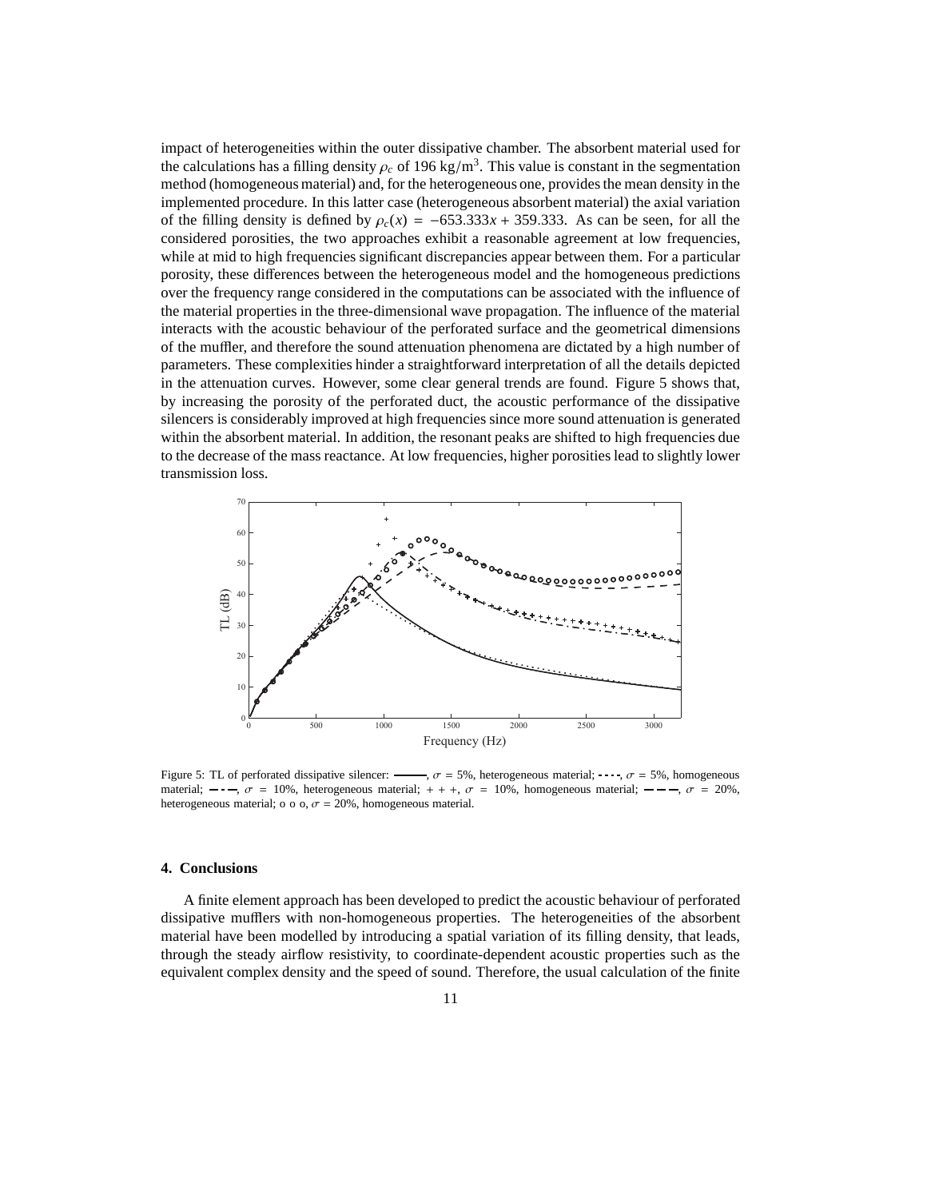impact of heterogeneities within the outer dissipative chamber. The absorbent material used for the calculations has a filling density $\rho_c$ of 196 kg/m$^3$. This value is constant in the segmentation method (homogeneous material) and, for the heterogeneous one, provides the mean density in the implemented procedure. In this latter case (heterogeneous absorbent material) the axial variation of the filling density is defined by $\rho_c(x) = -653.333x + 359.333$. As can be seen, for all the considered porosities, the two approaches exhibit a reasonable agreement at low frequencies, while at mid to high frequencies significant discrepancies appear between them. For a particular porosity, these differences between the heterogeneous model and the homogeneous predictions over the frequency range considered in the computations can be associated with the influence of the material properties in the three-dimensional wave propagation. The influence of the material interacts with the acoustic behaviour of the perforated surface and the geometrical dimensions of the muffler, and therefore the sound attenuation phenomena are dictated by a high number of parameters. These complexities hinder a straightforward interpretation of all the details depicted in the attenuation curves. However, some clear general trends are found. Figure 5 shows that, by increasing the porosity of the perforated duct, the acoustic performance of the dissipative silencers is considerably improved at high frequencies since more sound attenuation is generated within the absorbent material. In addition, the resonant peaks are shifted to high frequencies due to the decrease of the mass reactance. At low frequencies, higher porosities lead to slightly lower transmission loss.

Figure 5: TL of perforated dissipative silencer: ———, $\sigma = 5\%$, heterogeneous material; - - - -, $\sigma = 5\%$, homogeneous material; — · —, $\sigma = 10\%$, heterogeneous material; + + +, $\sigma = 10\%$, homogeneous material; — — —, $\sigma = 20\%$, heterogeneous material; o o o, $\sigma = 20\%$, homogeneous material.

## 4. Conclusions

A finite element approach has been developed to predict the acoustic behaviour of perforated dissipative mufflers with non-homogeneous properties. The heterogeneities of the absorbent material have been modelled by introducing a spatial variation of its filling density, that leads, through the steady airflow resistivity, to coordinate-dependent acoustic properties such as the equivalent complex density and the speed of sound. Therefore, the usual calculation of the finite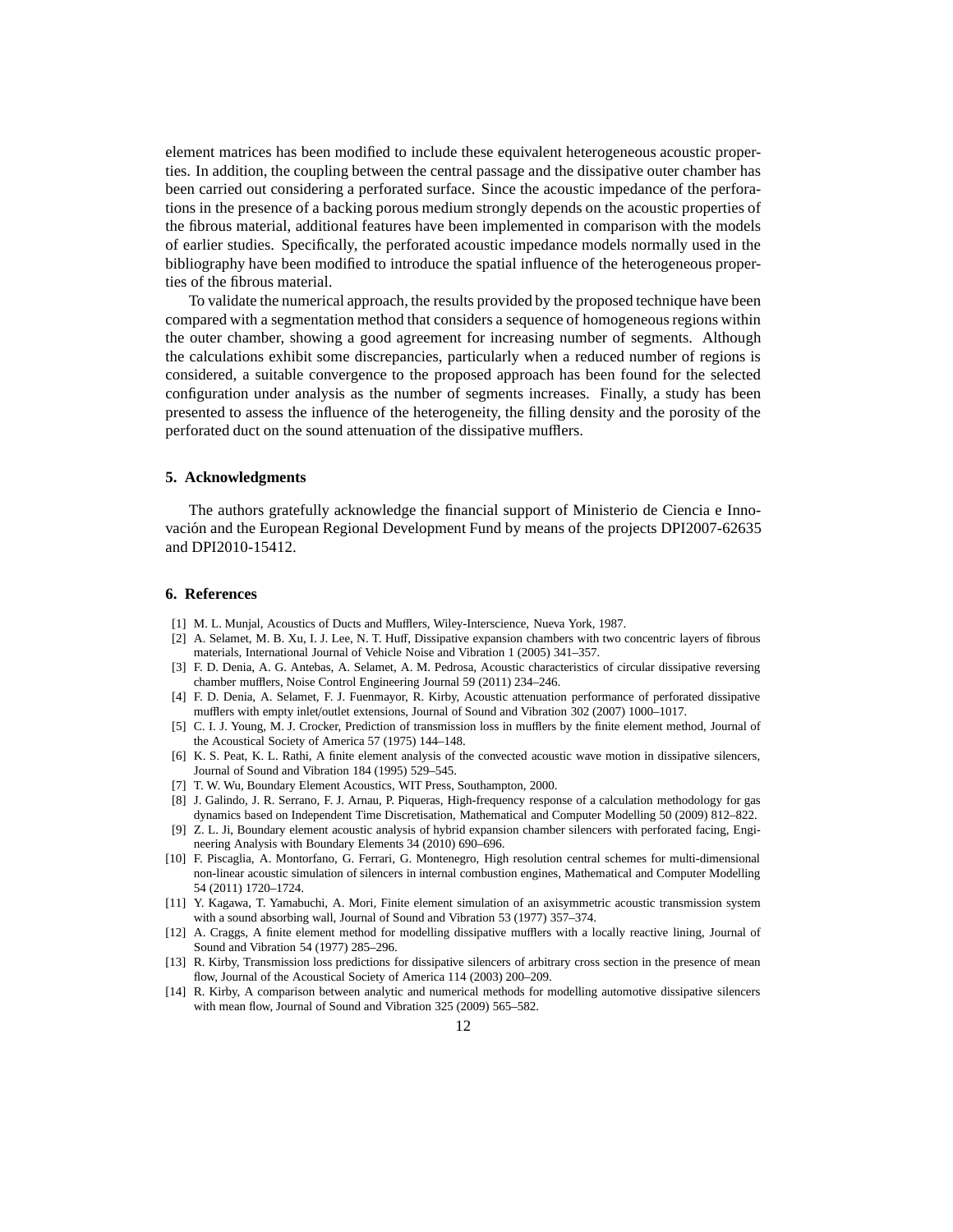element matrices has been modified to include these equivalent heterogeneous acoustic properties. In addition, the coupling between the central passage and the dissipative outer chamber has been carried out considering a perforated surface. Since the acoustic impedance of the perforations in the presence of a backing porous medium strongly depends on the acoustic properties of the fibrous material, additional features have been implemented in comparison with the models of earlier studies. Specifically, the perforated acoustic impedance models normally used in the bibliography have been modified to introduce the spatial influence of the heterogeneous properties of the fibrous material.

To validate the numerical approach, the results provided by the proposed technique have been compared with a segmentation method that considers a sequence of homogeneous regions within the outer chamber, showing a good agreement for increasing number of segments. Although the calculations exhibit some discrepancies, particularly when a reduced number of regions is considered, a suitable convergence to the proposed approach has been found for the selected configuration under analysis as the number of segments increases. Finally, a study has been presented to assess the influence of the heterogeneity, the filling density and the porosity of the perforated duct on the sound attenuation of the dissipative mufflers.

## 5. Acknowledgments

The authors gratefully acknowledge the financial support of Ministerio de Ciencia e Innovación and the European Regional Development Fund by means of the projects DPI2007-62635 and DPI2010-15412.

## 6. References

[1] M. L. Munjal, Acoustics of Ducts and Mufflers, Wiley-Interscience, Nueva York, 1987.

[2] A. Selamet, M. B. Xu, I. J. Lee, N. T. Huff, Dissipative expansion chambers with two concentric layers of fibrous materials, International Journal of Vehicle Noise and Vibration 1 (2005) 341–357.

[3] F. D. Denia, A. G. Antebas, A. Selamet, A. M. Pedrosa, Acoustic characteristics of circular dissipative reversing chamber mufflers, Noise Control Engineering Journal 59 (2011) 234–246.

[4] F. D. Denia, A. Selamet, F. J. Fuenmayor, R. Kirby, Acoustic attenuation performance of perforated dissipative mufflers with empty inlet/outlet extensions, Journal of Sound and Vibration 302 (2007) 1000–1017.

[5] C. I. J. Young, M. J. Crocker, Prediction of transmission loss in mufflers by the finite element method, Journal of the Acoustical Society of America 57 (1975) 144–148.

[6] K. S. Peat, K. L. Rathi, A finite element analysis of the convected acoustic wave motion in dissipative silencers, Journal of Sound and Vibration 184 (1995) 529–545.

[7] T. W. Wu, Boundary Element Acoustics, WIT Press, Southampton, 2000.

[8] J. Galindo, J. R. Serrano, F. J. Arnau, P. Piqueras, High-frequency response of a calculation methodology for gas dynamics based on Independent Time Discretisation, Mathematical and Computer Modelling 50 (2009) 812–822.

[9] Z. L. Ji, Boundary element acoustic analysis of hybrid expansion chamber silencers with perforated facing, Engineering Analysis with Boundary Elements 34 (2010) 690–696.

[10] F. Piscaglia, A. Montorfano, G. Ferrari, G. Montenegro, High resolution central schemes for multi-dimensional non-linear acoustic simulation of silencers in internal combustion engines, Mathematical and Computer Modelling 54 (2011) 1720–1724.

[11] Y. Kagawa, T. Yamabuchi, A. Mori, Finite element simulation of an axisymmetric acoustic transmission system with a sound absorbing wall, Journal of Sound and Vibration 53 (1977) 357–374.

[12] A. Craggs, A finite element method for modelling dissipative mufflers with a locally reactive lining, Journal of Sound and Vibration 54 (1977) 285–296.

[13] R. Kirby, Transmission loss predictions for dissipative silencers of arbitrary cross section in the presence of mean flow, Journal of the Acoustical Society of America 114 (2003) 200–209.

[14] R. Kirby, A comparison between analytic and numerical methods for modelling automotive dissipative silencers with mean flow, Journal of Sound and Vibration 325 (2009) 565–582.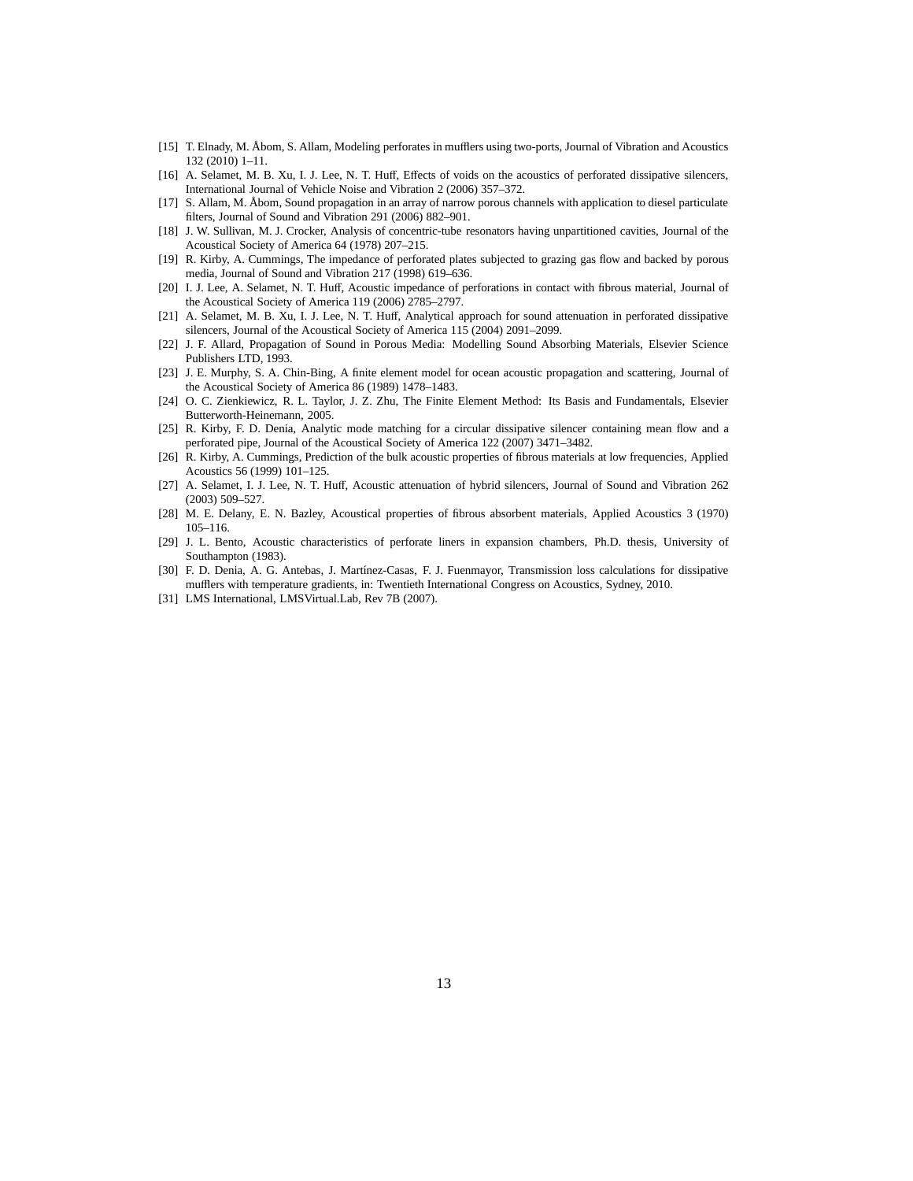[15] T. Elnady, M. Åbom, S. Allam, Modeling perforates in mufflers using two-ports, Journal of Vibration and Acoustics 132 (2010) 1–11.

[16] A. Selamet, M. B. Xu, I. J. Lee, N. T. Huff, Effects of voids on the acoustics of perforated dissipative silencers, International Journal of Vehicle Noise and Vibration 2 (2006) 357–372.

[17] S. Allam, M. Åbom, Sound propagation in an array of narrow porous channels with application to diesel particulate filters, Journal of Sound and Vibration 291 (2006) 882–901.

[18] J. W. Sullivan, M. J. Crocker, Analysis of concentric-tube resonators having unpartitioned cavities, Journal of the Acoustical Society of America 64 (1978) 207–215.

[19] R. Kirby, A. Cummings, The impedance of perforated plates subjected to grazing gas flow and backed by porous media, Journal of Sound and Vibration 217 (1998) 619–636.

[20] I. J. Lee, A. Selamet, N. T. Huff, Acoustic impedance of perforations in contact with fibrous material, Journal of the Acoustical Society of America 119 (2006) 2785–2797.

[21] A. Selamet, M. B. Xu, I. J. Lee, N. T. Huff, Analytical approach for sound attenuation in perforated dissipative silencers, Journal of the Acoustical Society of America 115 (2004) 2091–2099.

[22] J. F. Allard, Propagation of Sound in Porous Media: Modelling Sound Absorbing Materials, Elsevier Science Publishers LTD, 1993.

[23] J. E. Murphy, S. A. Chin-Bing, A finite element model for ocean acoustic propagation and scattering, Journal of the Acoustical Society of America 86 (1989) 1478–1483.

[24] O. C. Zienkiewicz, R. L. Taylor, J. Z. Zhu, The Finite Element Method: Its Basis and Fundamentals, Elsevier Butterworth-Heinemann, 2005.

[25] R. Kirby, F. D. Denia, Analytic mode matching for a circular dissipative silencer containing mean flow and a perforated pipe, Journal of the Acoustical Society of America 122 (2007) 3471–3482.

[26] R. Kirby, A. Cummings, Prediction of the bulk acoustic properties of fibrous materials at low frequencies, Applied Acoustics 56 (1999) 101–125.

[27] A. Selamet, I. J. Lee, N. T. Huff, Acoustic attenuation of hybrid silencers, Journal of Sound and Vibration 262 (2003) 509–527.

[28] M. E. Delany, E. N. Bazley, Acoustical properties of fibrous absorbent materials, Applied Acoustics 3 (1970) 105–116.

[29] J. L. Bento, Acoustic characteristics of perforate liners in expansion chambers, Ph.D. thesis, University of Southampton (1983).

[30] F. D. Denia, A. G. Antebas, J. Martínez-Casas, F. J. Fuenmayor, Transmission loss calculations for dissipative mufflers with temperature gradients, in: Twentieth International Congress on Acoustics, Sydney, 2010.

[31] LMS International, LMSVirtual.Lab, Rev 7B (2007).